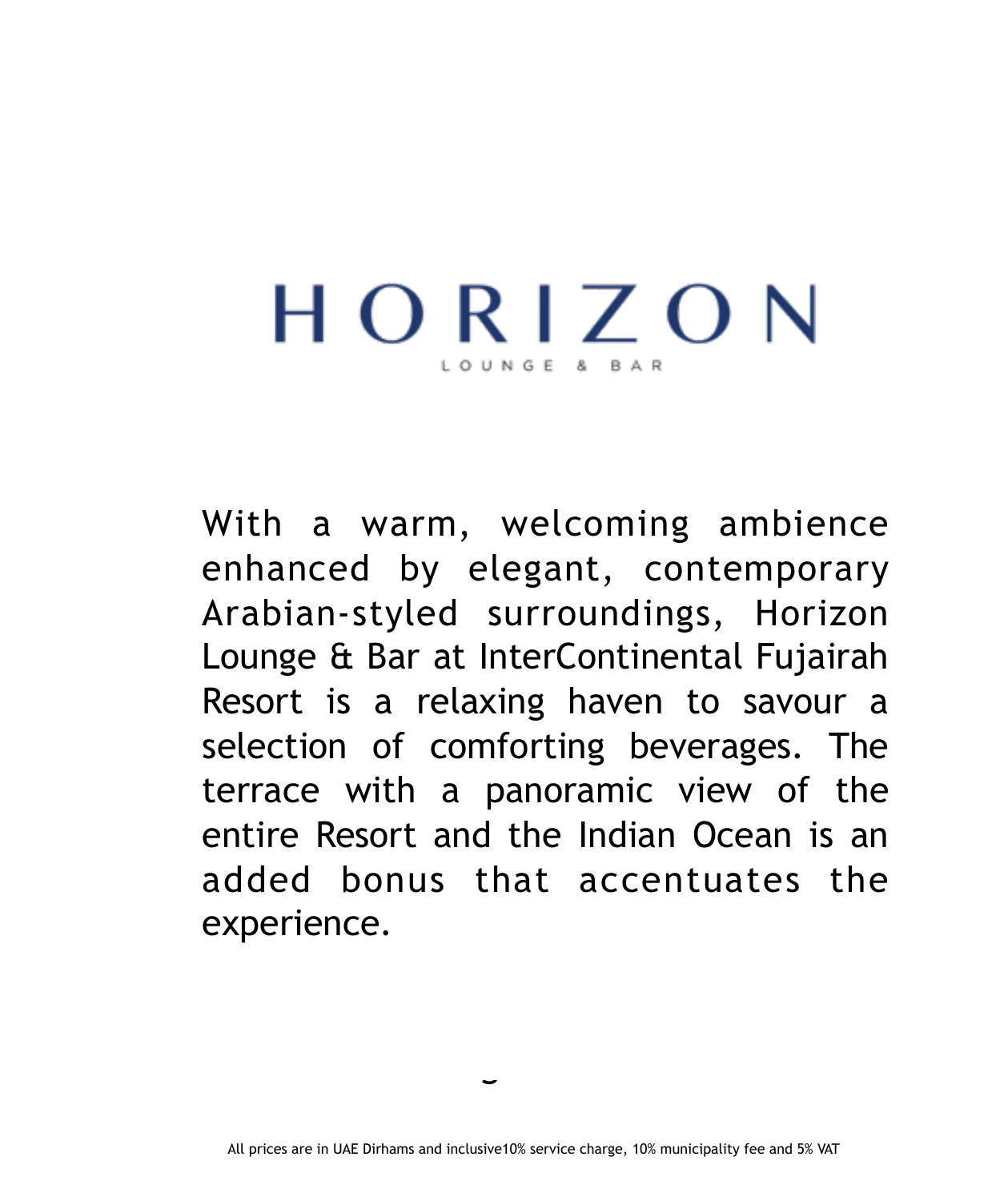# HORIZON

LOUNGE & BAR

With a warm, welcoming ambience enhanced by elegant, contemporary Arabian-styled surroundings, Horizon Lounge & Bar at InterContinental Fujairah Resort is a relaxing haven to savour a selection of comforting beverages. The terrace with a panoramic view of the entire Resort and the Indian Ocean is an added bonus that accentuates the experience.

All prices are in UAE Dirhams and inclusive10% service charge, 10% municipality fee and 5% VAT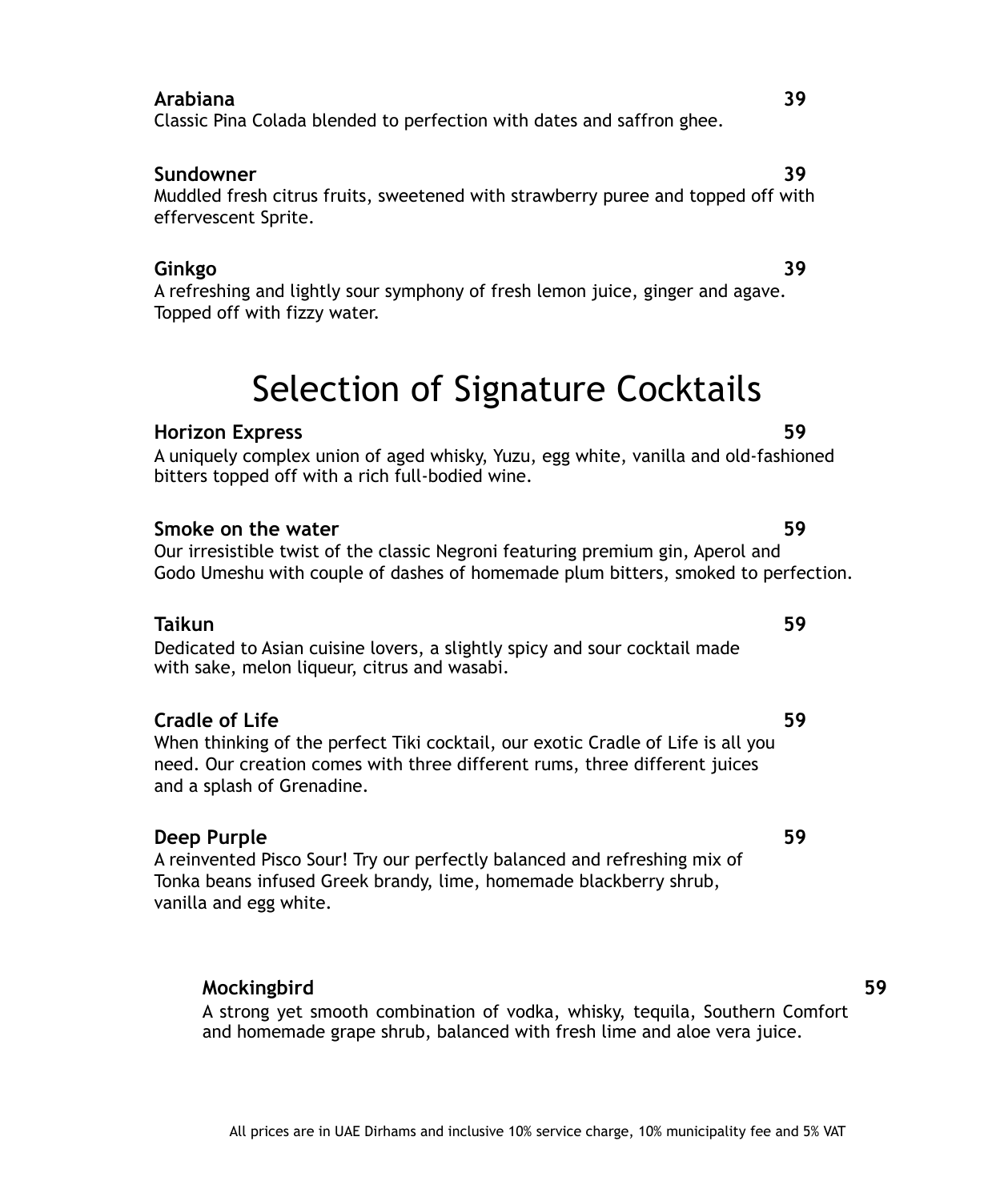**Arabiana** **39**
Classic Pina Colada blended to perfection with dates and saffron ghee.

**Sundowner** **39**
Muddled fresh citrus fruits, sweetened with strawberry puree and topped off with effervescent Sprite.

**Ginkgo** **39**
A refreshing and lightly sour symphony of fresh lemon juice, ginger and agave. Topped off with fizzy water.

# Selection of Signature Cocktails

**Horizon Express** **59**
A uniquely complex union of aged whisky, Yuzu, egg white, vanilla and old-fashioned bitters topped off with a rich full-bodied wine.

**Smoke on the water** **59**
Our irresistible twist of the classic Negroni featuring premium gin, Aperol and Godo Umeshu with couple of dashes of homemade plum bitters, smoked to perfection.

**Taikun** **59**
Dedicated to Asian cuisine lovers, a slightly spicy and sour cocktail made with sake, melon liqueur, citrus and wasabi.

**Cradle of Life** **59**
When thinking of the perfect Tiki cocktail, our exotic Cradle of Life is all you need. Our creation comes with three different rums, three different juices and a splash of Grenadine.

**Deep Purple** **59**
A reinvented Pisco Sour! Try our perfectly balanced and refreshing mix of Tonka beans infused Greek brandy, lime, homemade blackberry shrub, vanilla and egg white.

**Mockingbird** **59**
A strong yet smooth combination of vodka, whisky, tequila, Southern Comfort and homemade grape shrub, balanced with fresh lime and aloe vera juice.

All prices are in UAE Dirhams and inclusive 10% service charge, 10% municipality fee and 5% VAT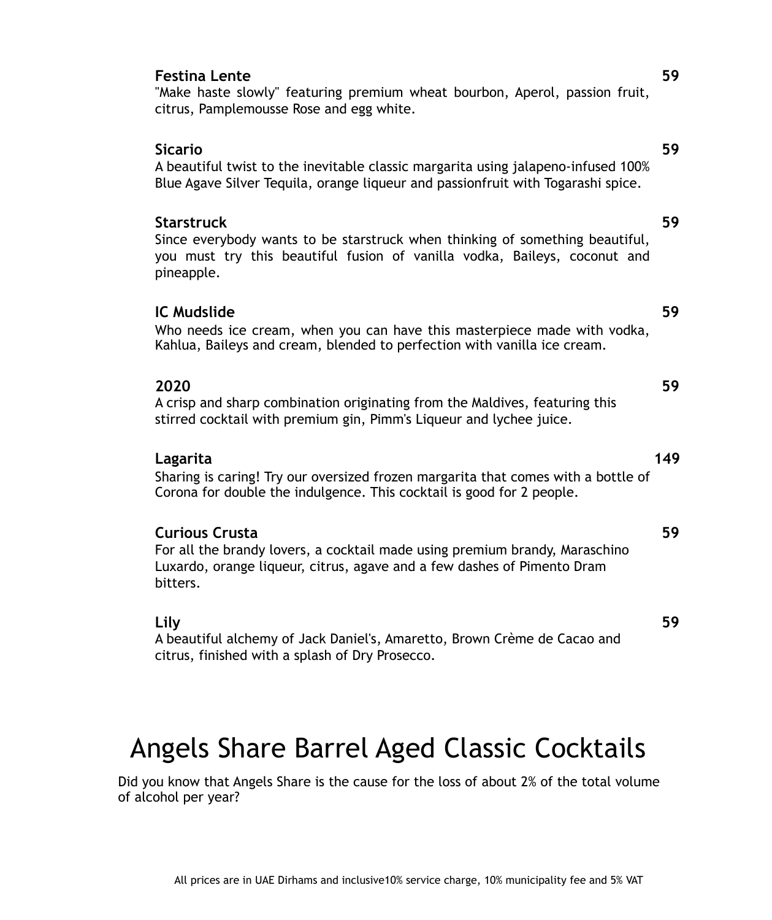**Festina Lente** **59**

"Make haste slowly" featuring premium wheat bourbon, Aperol, passion fruit, citrus, Pamplemousse Rose and egg white.

**Sicario** **59**

A beautiful twist to the inevitable classic margarita using jalapeno-infused 100% Blue Agave Silver Tequila, orange liqueur and passionfruit with Togarashi spice.

**Starstruck** **59**

Since everybody wants to be starstruck when thinking of something beautiful, you must try this beautiful fusion of vanilla vodka, Baileys, coconut and pineapple.

**IC Mudslide** **59**

Who needs ice cream, when you can have this masterpiece made with vodka, Kahlua, Baileys and cream, blended to perfection with vanilla ice cream.

**2020** **59**

A crisp and sharp combination originating from the Maldives, featuring this stirred cocktail with premium gin, Pimm's Liqueur and lychee juice.

**Lagarita** **149**

Sharing is caring! Try our oversized frozen margarita that comes with a bottle of Corona for double the indulgence. This cocktail is good for 2 people.

**Curious Crusta** **59**

For all the brandy lovers, a cocktail made using premium brandy, Maraschino Luxardo, orange liqueur, citrus, agave and a few dashes of Pimento Dram bitters.

**Lily** **59**

A beautiful alchemy of Jack Daniel's, Amaretto, Brown Crème de Cacao and citrus, finished with a splash of Dry Prosecco.

# Angels Share Barrel Aged Classic Cocktails

Did you know that Angels Share is the cause for the loss of about 2% of the total volume of alcohol per year?

All prices are in UAE Dirhams and inclusive10% service charge, 10% municipality fee and 5% VAT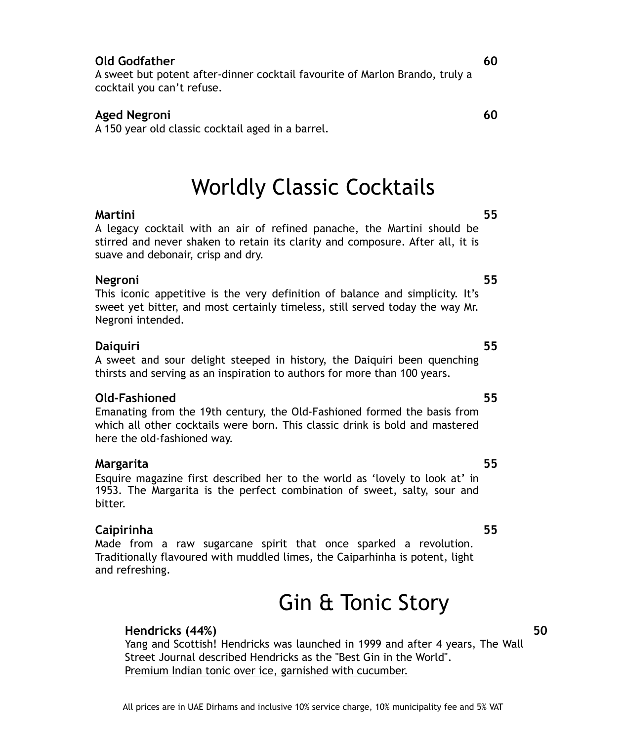**Old Godfather** **60**
A sweet but potent after-dinner cocktail favourite of Marlon Brando, truly a cocktail you can't refuse.

**Aged Negroni** **60**
A 150 year old classic cocktail aged in a barrel.

# Worldly Classic Cocktails

**Martini** **55**
A legacy cocktail with an air of refined panache, the Martini should be stirred and never shaken to retain its clarity and composure. After all, it is suave and debonair, crisp and dry.

**Negroni** **55**
This iconic appetitive is the very definition of balance and simplicity. It's sweet yet bitter, and most certainly timeless, still served today the way Mr. Negroni intended.

**Daiquiri** **55**
A sweet and sour delight steeped in history, the Daiquiri been quenching thirsts and serving as an inspiration to authors for more than 100 years.

**Old-Fashioned** **55**
Emanating from the 19th century, the Old-Fashioned formed the basis from which all other cocktails were born. This classic drink is bold and mastered here the old-fashioned way.

**Margarita** **55**
Esquire magazine first described her to the world as 'lovely to look at' in 1953. The Margarita is the perfect combination of sweet, salty, sour and bitter.

**Caipirinha** **55**
Made from a raw sugarcane spirit that once sparked a revolution. Traditionally flavoured with muddled limes, the Caiparhinha is potent, light and refreshing.

# Gin & Tonic Story

**Hendricks (44%)** **50**
Yang and Scottish! Hendricks was launched in 1999 and after 4 years, The Wall Street Journal described Hendricks as the "Best Gin in the World".
<u>Premium Indian tonic over ice, garnished with cucumber.</u>

All prices are in UAE Dirhams and inclusive 10% service charge, 10% municipality fee and 5% VAT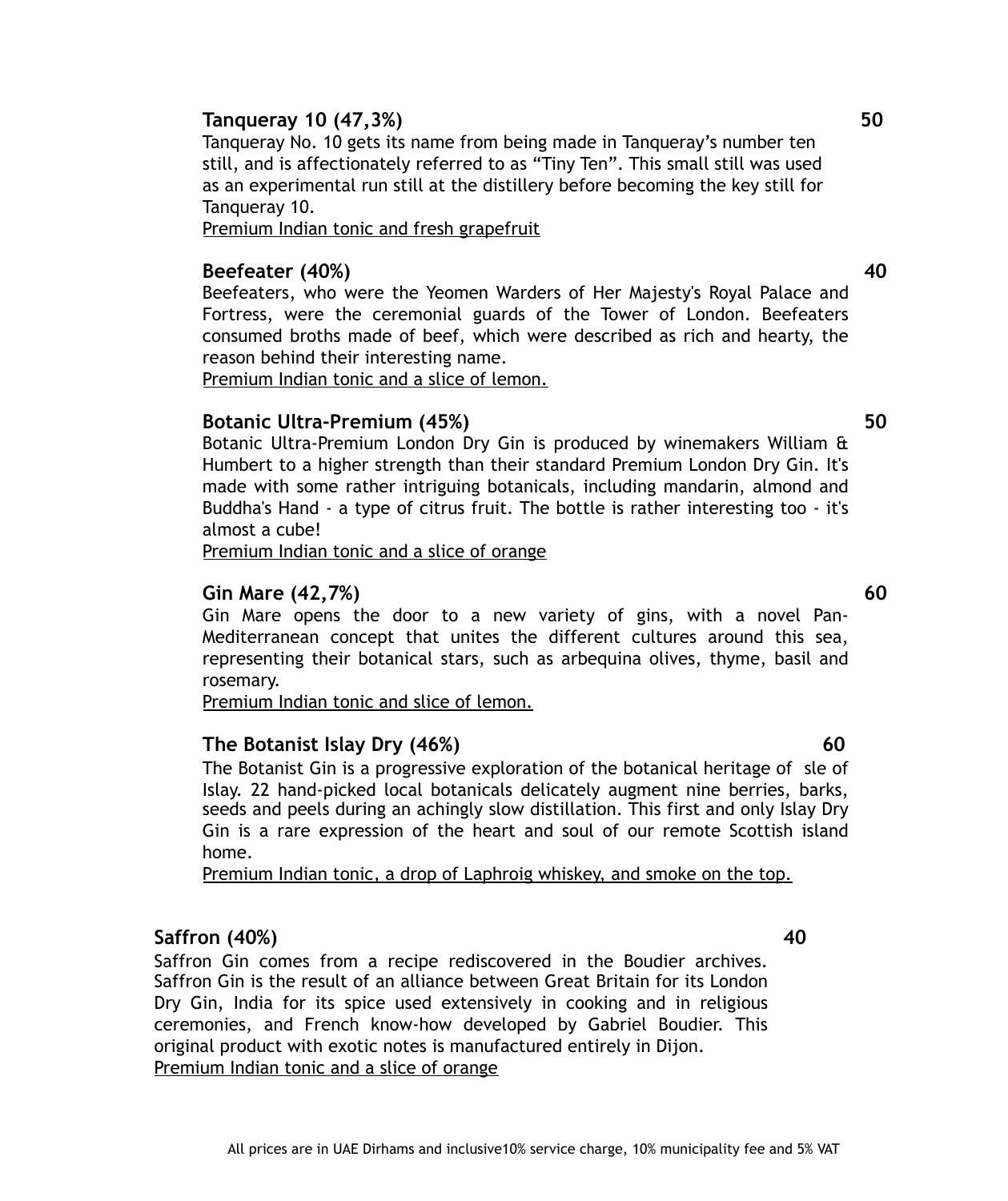**Tanqueray 10 (47,3%)** **50**

Tanqueray No. 10 gets its name from being made in Tanqueray's number ten still, and is affectionately referred to as "Tiny Ten". This small still was used as an experimental run still at the distillery before becoming the key still for Tanqueray 10.

Premium Indian tonic and fresh grapefruit

**Beefeater (40%)** **40**

Beefeaters, who were the Yeomen Warders of Her Majesty's Royal Palace and Fortress, were the ceremonial guards of the Tower of London. Beefeaters consumed broths made of beef, which were described as rich and hearty, the reason behind their interesting name.

Premium Indian tonic and a slice of lemon.

**Botanic Ultra-Premium (45%)** **50**

Botanic Ultra-Premium London Dry Gin is produced by winemakers William & Humbert to a higher strength than their standard Premium London Dry Gin. It's made with some rather intriguing botanicals, including mandarin, almond and Buddha's Hand - a type of citrus fruit. The bottle is rather interesting too - it's almost a cube!

Premium Indian tonic and a slice of orange

**Gin Mare (42,7%)** **60**

Gin Mare opens the door to a new variety of gins, with a novel Pan-Mediterranean concept that unites the different cultures around this sea, representing their botanical stars, such as arbequina olives, thyme, basil and rosemary.

Premium Indian tonic and slice of lemon.

**The Botanist Islay Dry (46%)** **60**

The Botanist Gin is a progressive exploration of the botanical heritage of sle of Islay. 22 hand-picked local botanicals delicately augment nine berries, barks, seeds and peels during an achingly slow distillation. This first and only Islay Dry Gin is a rare expression of the heart and soul of our remote Scottish island home.

Premium Indian tonic, a drop of Laphroig whiskey, and smoke on the top.

**Saffron (40%)** **40**

Saffron Gin comes from a recipe rediscovered in the Boudier archives. Saffron Gin is the result of an alliance between Great Britain for its London Dry Gin, India for its spice used extensively in cooking and in religious ceremonies, and French know-how developed by Gabriel Boudier. This original product with exotic notes is manufactured entirely in Dijon.

Premium Indian tonic and a slice of orange

All prices are in UAE Dirhams and inclusive10% service charge, 10% municipality fee and 5% VAT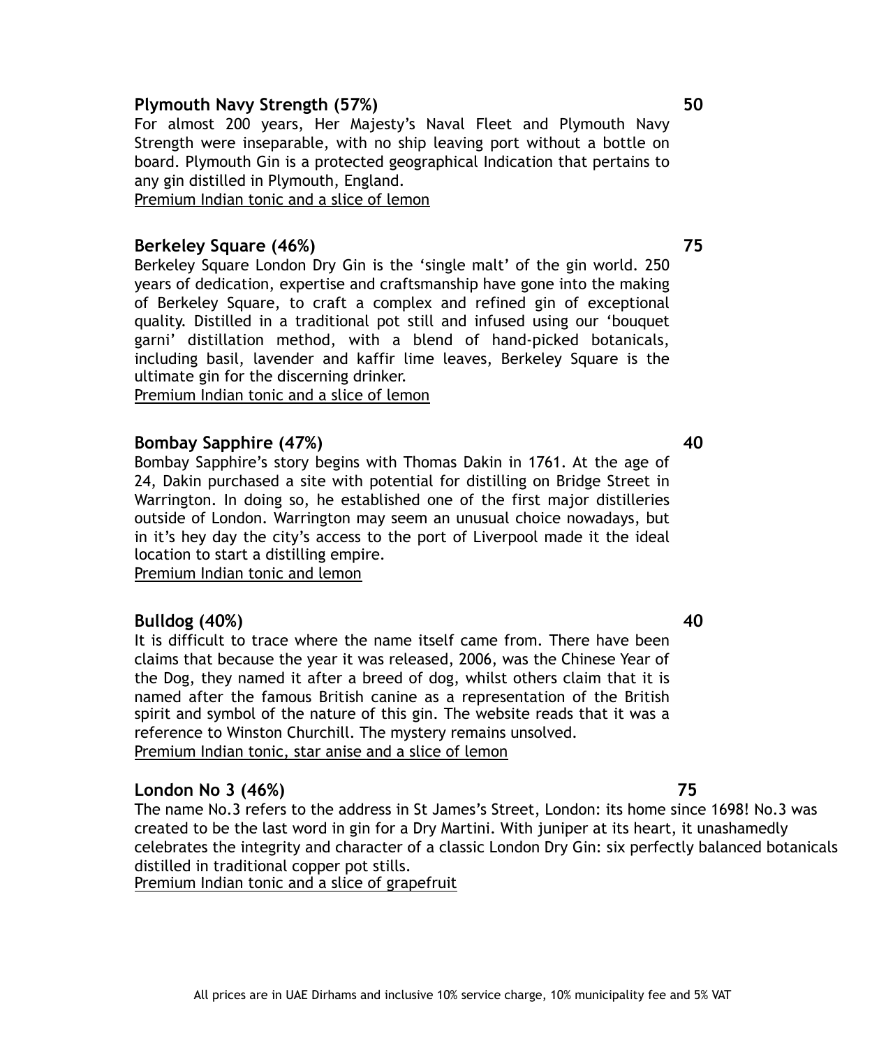**Plymouth Navy Strength (57%)** **50**

For almost 200 years, Her Majesty's Naval Fleet and Plymouth Navy Strength were inseparable, with no ship leaving port without a bottle on board. Plymouth Gin is a protected geographical Indication that pertains to any gin distilled in Plymouth, England.

<u>Premium Indian tonic and a slice of lemon</u>

**Berkeley Square (46%)** **75**

Berkeley Square London Dry Gin is the 'single malt' of the gin world. 250 years of dedication, expertise and craftsmanship have gone into the making of Berkeley Square, to craft a complex and refined gin of exceptional quality. Distilled in a traditional pot still and infused using our 'bouquet garni' distillation method, with a blend of hand-picked botanicals, including basil, lavender and kaffir lime leaves, Berkeley Square is the ultimate gin for the discerning drinker.

<u>Premium Indian tonic and a slice of lemon</u>

**Bombay Sapphire (47%)** **40**

Bombay Sapphire's story begins with Thomas Dakin in 1761. At the age of 24, Dakin purchased a site with potential for distilling on Bridge Street in Warrington. In doing so, he established one of the first major distilleries outside of London. Warrington may seem an unusual choice nowadays, but in it's hey day the city's access to the port of Liverpool made it the ideal location to start a distilling empire.

<u>Premium Indian tonic and lemon</u>

**Bulldog (40%)** **40**

It is difficult to trace where the name itself came from. There have been claims that because the year it was released, 2006, was the Chinese Year of the Dog, they named it after a breed of dog, whilst others claim that it is named after the famous British canine as a representation of the British spirit and symbol of the nature of this gin. The website reads that it was a reference to Winston Churchill. The mystery remains unsolved.

<u>Premium Indian tonic, star anise and a slice of lemon</u>

**London No 3 (46%)** **75**

The name No.3 refers to the address in St James's Street, London: its home since 1698! No.3 was created to be the last word in gin for a Dry Martini. With juniper at its heart, it unashamedly celebrates the integrity and character of a classic London Dry Gin: six perfectly balanced botanicals distilled in traditional copper pot stills.

<u>Premium Indian tonic and a slice of grapefruit</u>

All prices are in UAE Dirhams and inclusive 10% service charge, 10% municipality fee and 5% VAT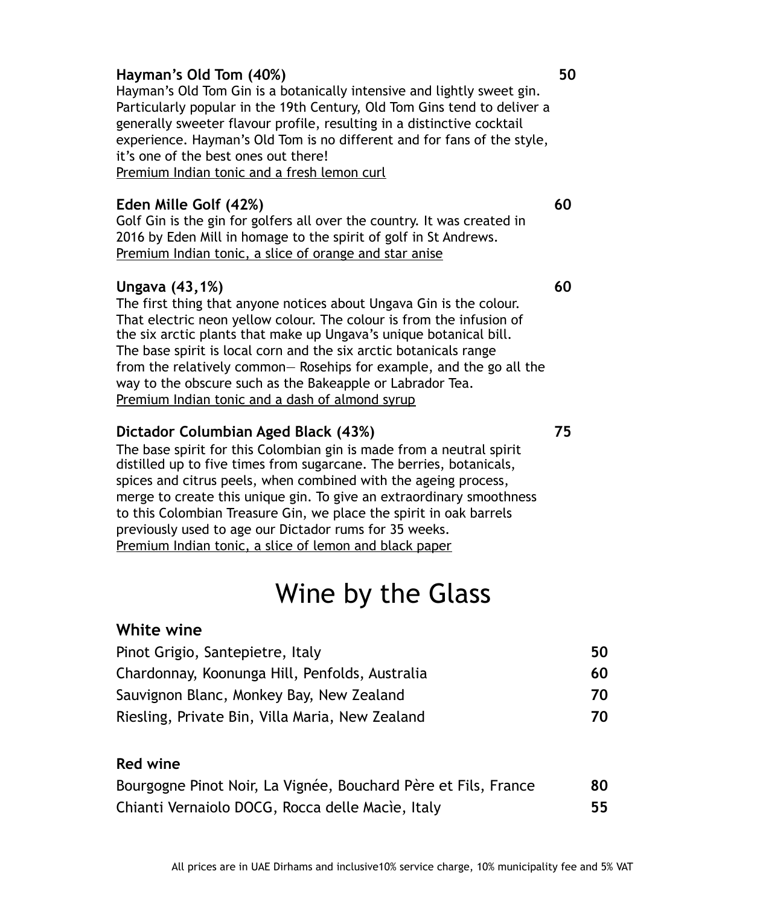**Hayman's Old Tom (40%)** **50**

Hayman's Old Tom Gin is a botanically intensive and lightly sweet gin. Particularly popular in the 19th Century, Old Tom Gins tend to deliver a generally sweeter flavour profile, resulting in a distinctive cocktail experience. Hayman's Old Tom is no different and for fans of the style, it's one of the best ones out there!
<u>Premium Indian tonic and a fresh lemon curl</u>

**Eden Mille Golf (42%)** **60**

Golf Gin is the gin for golfers all over the country. It was created in 2016 by Eden Mill in homage to the spirit of golf in St Andrews.
<u>Premium Indian tonic, a slice of orange and star anise</u>

**Ungava (43,1%)** **60**

The first thing that anyone notices about Ungava Gin is the colour. That electric neon yellow colour. The colour is from the infusion of the six arctic plants that make up Ungava's unique botanical bill. The base spirit is local corn and the six arctic botanicals range from the relatively common— Rosehips for example, and the go all the way to the obscure such as the Bakeapple or Labrador Tea.
<u>Premium Indian tonic and a dash of almond syrup</u>

**Dictador Columbian Aged Black (43%)** **75**

The base spirit for this Colombian gin is made from a neutral spirit distilled up to five times from sugarcane. The berries, botanicals, spices and citrus peels, when combined with the ageing process, merge to create this unique gin. To give an extraordinary smoothness to this Colombian Treasure Gin, we place the spirit in oak barrels previously used to age our Dictador rums for 35 weeks.
<u>Premium Indian tonic, a slice of lemon and black paper</u>

# Wine by the Glass

## White wine

| | |
|---|---|
| Pinot Grigio, Santepietre, Italy | **50** |
| Chardonnay, Koonunga Hill, Penfolds, Australia | **60** |
| Sauvignon Blanc, Monkey Bay, New Zealand | **70** |
| Riesling, Private Bin, Villa Maria, New Zealand | **70** |

## Red wine

| | |
|---|---|
| Bourgogne Pinot Noir, La Vignée, Bouchard Père et Fils, France | **80** |
| Chianti Vernaiolo DOCG, Rocca delle Macìe, Italy | **55** |

All prices are in UAE Dirhams and inclusive10% service charge, 10% municipality fee and 5% VAT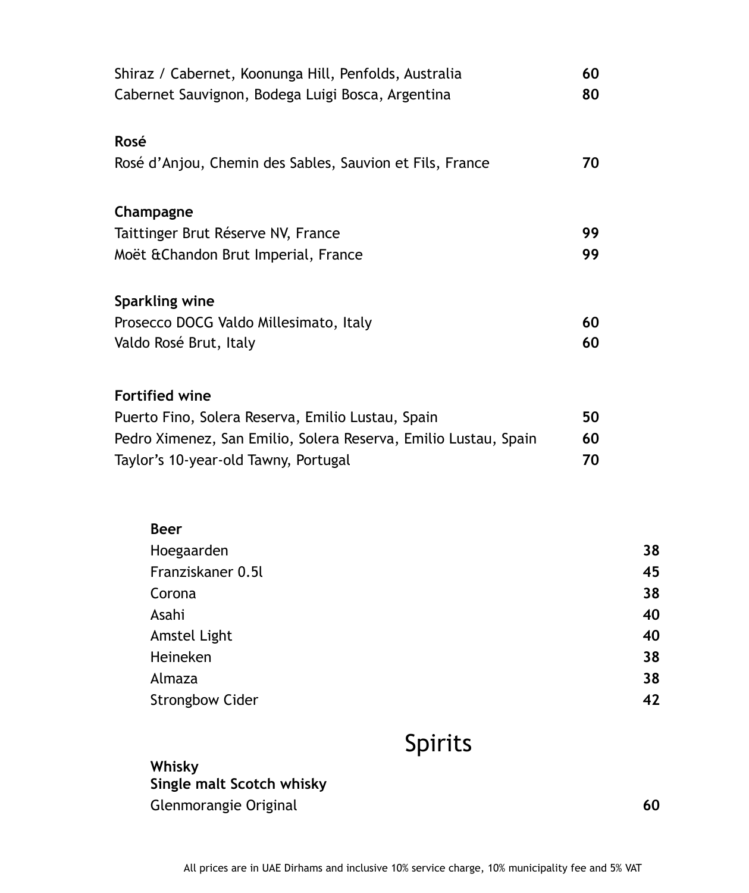| | |
|---|---|
| Shiraz / Cabernet, Koonunga Hill, Penfolds, Australia | **60** |
| Cabernet Sauvignon, Bodega Luigi Bosca, Argentina | **80** |

**Rosé**

| | |
|---|---|
| Rosé d'Anjou, Chemin des Sables, Sauvion et Fils, France | **70** |

**Champagne**

| | |
|---|---|
| Taittinger Brut Réserve NV, France | **99** |
| Moët &Chandon Brut Imperial, France | **99** |

**Sparkling wine**

| | |
|---|---|
| Prosecco DOCG Valdo Millesimato, Italy | **60** |
| Valdo Rosé Brut, Italy | **60** |

**Fortified wine**

| | |
|---|---|
| Puerto Fino, Solera Reserva, Emilio Lustau, Spain | **50** |
| Pedro Ximenez, San Emilio, Solera Reserva, Emilio Lustau, Spain | **60** |
| Taylor's 10-year-old Tawny, Portugal | **70** |

**Beer**

| | |
|---|---|
| Hoegaarden | **38** |
| Franziskaner 0.5l | **45** |
| Corona | **38** |
| Asahi | **40** |
| Amstel Light | **40** |
| Heineken | **38** |
| Almaza | **38** |
| Strongbow Cider | **42** |

# Spirits

**Whisky**

**Single malt Scotch whisky**

| | |
|---|---|
| Glenmorangie Original | **60** |

All prices are in UAE Dirhams and inclusive 10% service charge, 10% municipality fee and 5% VAT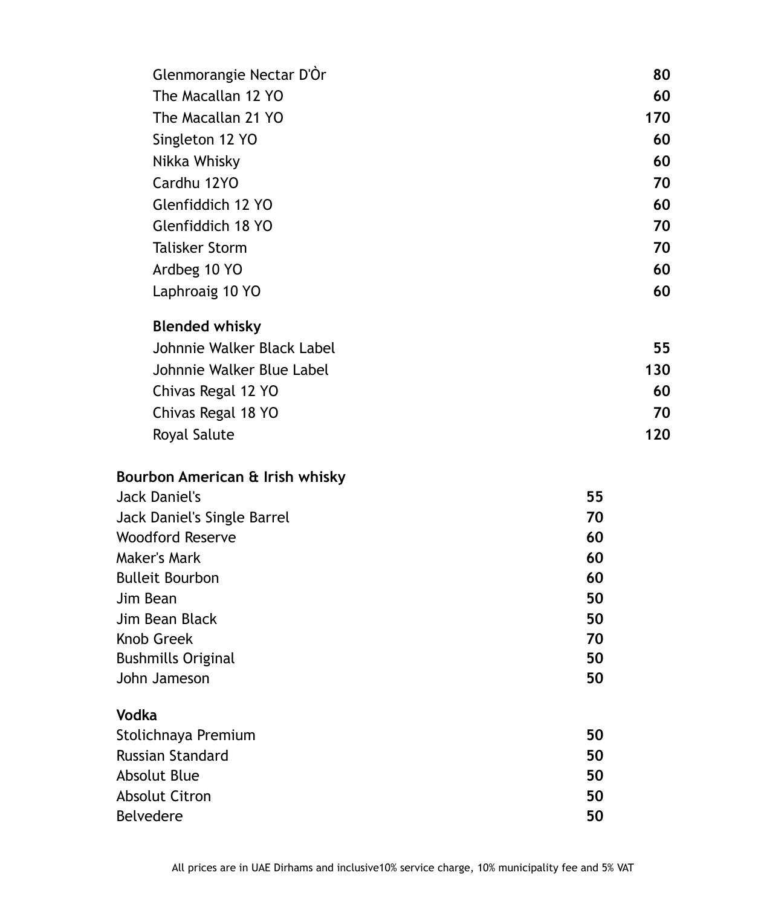| | |
|---|---|
| Glenmorangie Nectar D'Òr | **80** |
| The Macallan 12 YO | **60** |
| The Macallan 21 YO | **170** |
| Singleton 12 YO | **60** |
| Nikka Whisky | **60** |
| Cardhu 12YO | **70** |
| Glenfiddich 12 YO | **60** |
| Glenfiddich 18 YO | **70** |
| Talisker Storm | **70** |
| Ardbeg 10 YO | **60** |
| Laphroaig 10 YO | **60** |

**Blended whisky**

| | |
|---|---|
| Johnnie Walker Black Label | **55** |
| Johnnie Walker Blue Label | **130** |
| Chivas Regal 12 YO | **60** |
| Chivas Regal 18 YO | **70** |
| Royal Salute | **120** |

**Bourbon American & Irish whisky**

| | |
|---|---|
| Jack Daniel's | **55** |
| Jack Daniel's Single Barrel | **70** |
| Woodford Reserve | **60** |
| Maker's Mark | **60** |
| Bulleit Bourbon | **60** |
| Jim Bean | **50** |
| Jim Bean Black | **50** |
| Knob Greek | **70** |
| Bushmills Original | **50** |
| John Jameson | **50** |

**Vodka**

| | |
|---|---|
| Stolichnaya Premium | **50** |
| Russian Standard | **50** |
| Absolut Blue | **50** |
| Absolut Citron | **50** |
| Belvedere | **50** |

All prices are in UAE Dirhams and inclusive10% service charge, 10% municipality fee and 5% VAT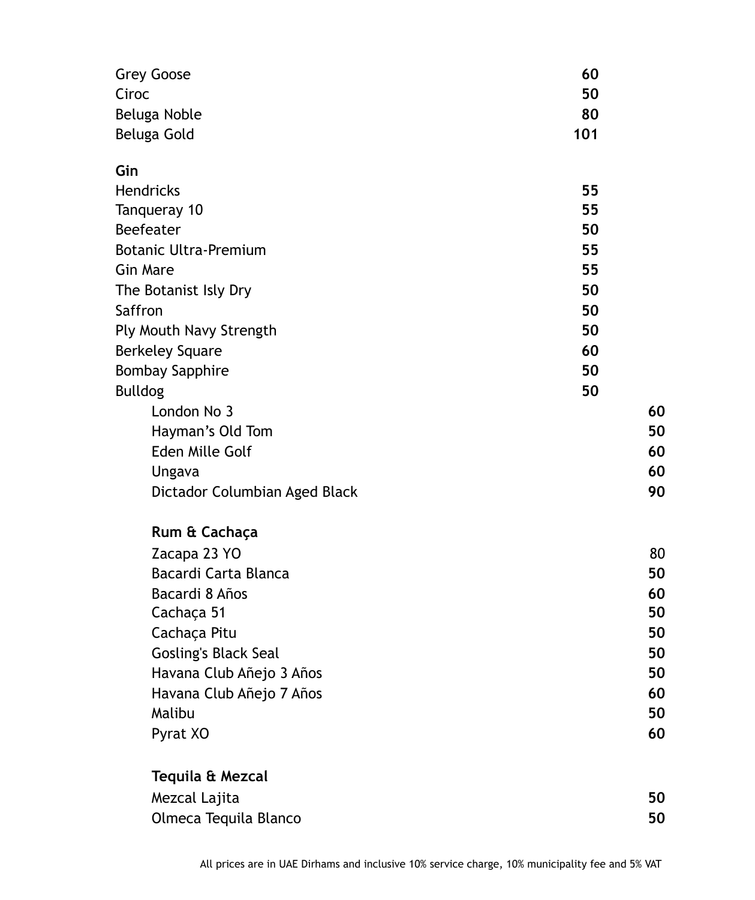| | |
|---|---|
| Grey Goose | **60** |
| Ciroc | **50** |
| Beluga Noble | **80** |
| Beluga Gold | **101** |

**Gin**

| | |
|---|---|
| Hendricks | **55** |
| Tanqueray 10 | **55** |
| Beefeater | **50** |
| Botanic Ultra-Premium | **55** |
| Gin Mare | **55** |
| The Botanist Isly Dry | **50** |
| Saffron | **50** |
| Ply Mouth Navy Strength | **50** |
| Berkeley Square | **60** |
| Bombay Sapphire | **50** |
| Bulldog | **50** |
| London No 3 | **60** |
| Hayman's Old Tom | **50** |
| Eden Mille Golf | **60** |
| Ungava | **60** |
| Dictador Columbian Aged Black | **90** |

**Rum & Cachaça**

| | |
|---|---|
| Zacapa 23 YO | 80 |
| Bacardi Carta Blanca | **50** |
| Bacardi 8 Años | **60** |
| Cachaça 51 | **50** |
| Cachaça Pitu | **50** |
| Gosling's Black Seal | **50** |
| Havana Club Añejo 3 Años | **50** |
| Havana Club Añejo 7 Años | **60** |
| Malibu | **50** |
| Pyrat XO | **60** |

**Tequila & Mezcal**

| | |
|---|---|
| Mezcal Lajita | **50** |
| Olmeca Tequila Blanco | **50** |

All prices are in UAE Dirhams and inclusive 10% service charge, 10% municipality fee and 5% VAT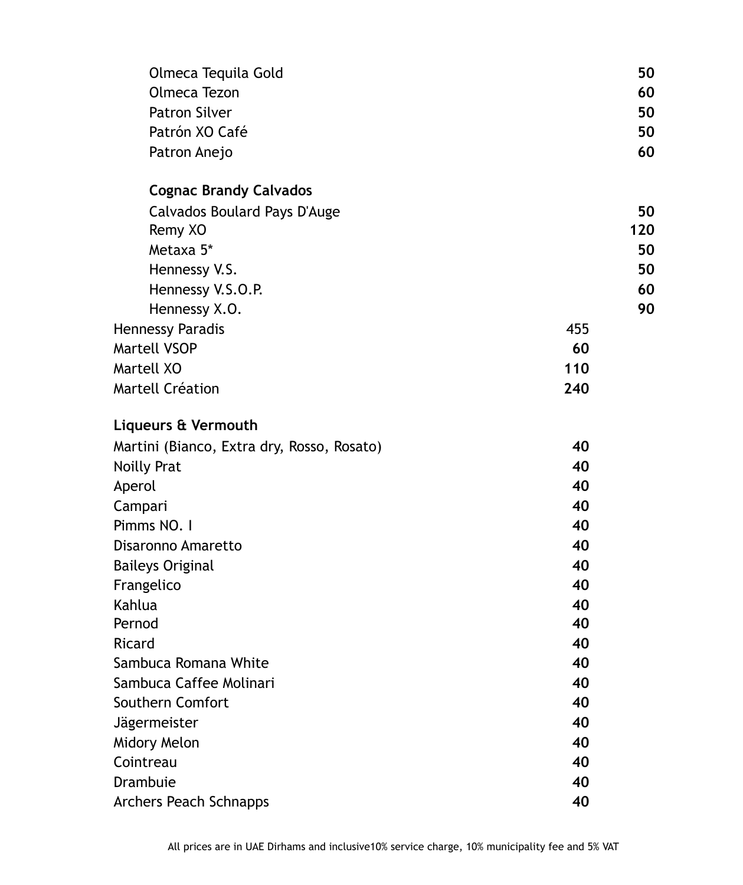| | |
|---|---|
| Olmeca Tequila Gold | 50 |
| Olmeca Tezon | 60 |
| Patron Silver | 50 |
| Patrón XO Café | 50 |
| Patron Anejo | 60 |

**Cognac Brandy Calvados**

| | |
|---|---|
| Calvados Boulard Pays D'Auge | 50 |
| Remy XO | 120 |
| Metaxa 5* | 50 |
| Hennessy V.S. | 50 |
| Hennessy V.S.O.P. | 60 |
| Hennessy X.O. | 90 |
| Hennessy Paradis | 455 |
| Martell VSOP | 60 |
| Martell XO | 110 |
| Martell Création | 240 |

**Liqueurs & Vermouth**

| | |
|---|---|
| Martini (Bianco, Extra dry, Rosso, Rosato) | 40 |
| Noilly Prat | 40 |
| Aperol | 40 |
| Campari | 40 |
| Pimms NO. I | 40 |
| Disaronno Amaretto | 40 |
| Baileys Original | 40 |
| Frangelico | 40 |
| Kahlua | 40 |
| Pernod | 40 |
| Ricard | 40 |
| Sambuca Romana White | 40 |
| Sambuca Caffee Molinari | 40 |
| Southern Comfort | 40 |
| Jägermeister | 40 |
| Midory Melon | 40 |
| Cointreau | 40 |
| Drambuie | 40 |
| Archers Peach Schnapps | 40 |

All prices are in UAE Dirhams and inclusive10% service charge, 10% municipality fee and 5% VAT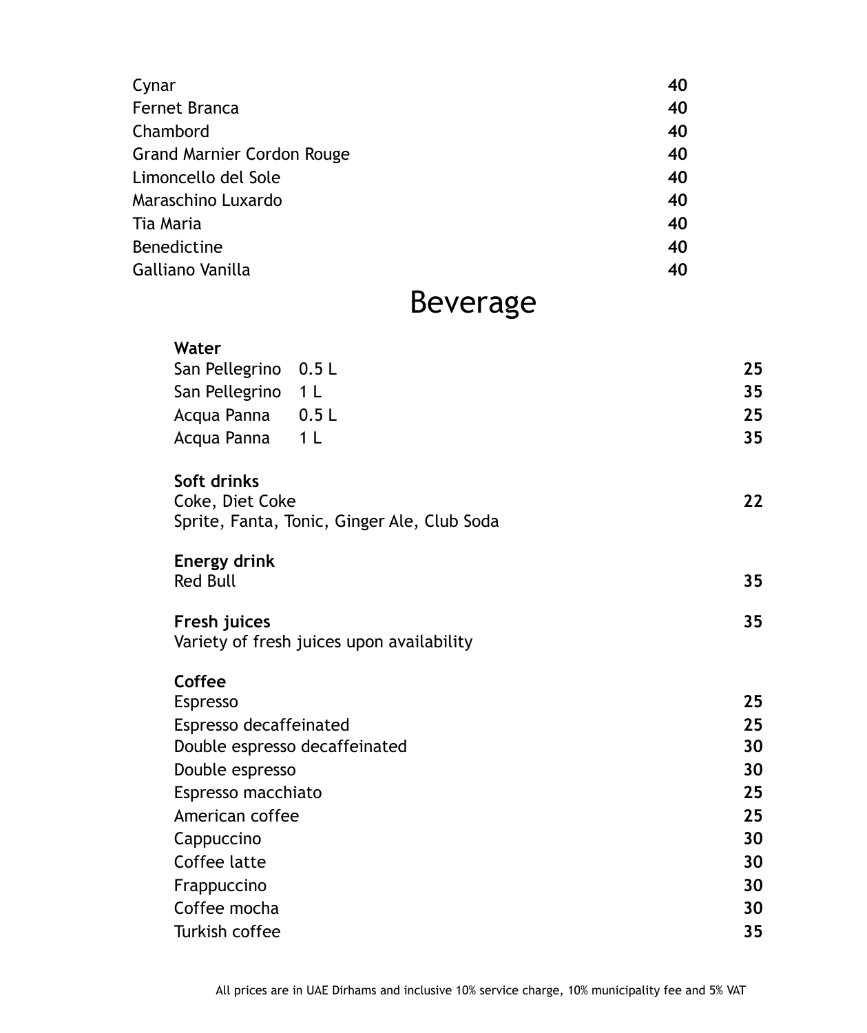| | |
|---|---|
| Cynar | **40** |
| Fernet Branca | **40** |
| Chambord | **40** |
| Grand Marnier Cordon Rouge | **40** |
| Limoncello del Sole | **40** |
| Maraschino Luxardo | **40** |
| Tia Maria | **40** |
| Benedictine | **40** |
| Galliano Vanilla | **40** |

# Beverage

**Water**

| | | |
|---|---|---|
| San Pellegrino | 0.5 L | **25** |
| San Pellegrino | 1 L | **35** |
| Acqua Panna | 0.5 L | **25** |
| Acqua Panna | 1 L | **35** |

**Soft drinks**

Coke, Diet Coke **22**
Sprite, Fanta, Tonic, Ginger Ale, Club Soda

**Energy drink**

Red Bull **35**

**Fresh juices** **35**

Variety of fresh juices upon availability

**Coffee**

| | |
|---|---|
| Espresso | **25** |
| Espresso decaffeinated | **25** |
| Double espresso decaffeinated | **30** |
| Double espresso | **30** |
| Espresso macchiato | **25** |
| American coffee | **25** |
| Cappuccino | **30** |
| Coffee latte | **30** |
| Frappuccino | **30** |
| Coffee mocha | **30** |
| Turkish coffee | **35** |

All prices are in UAE Dirhams and inclusive 10% service charge, 10% municipality fee and 5% VAT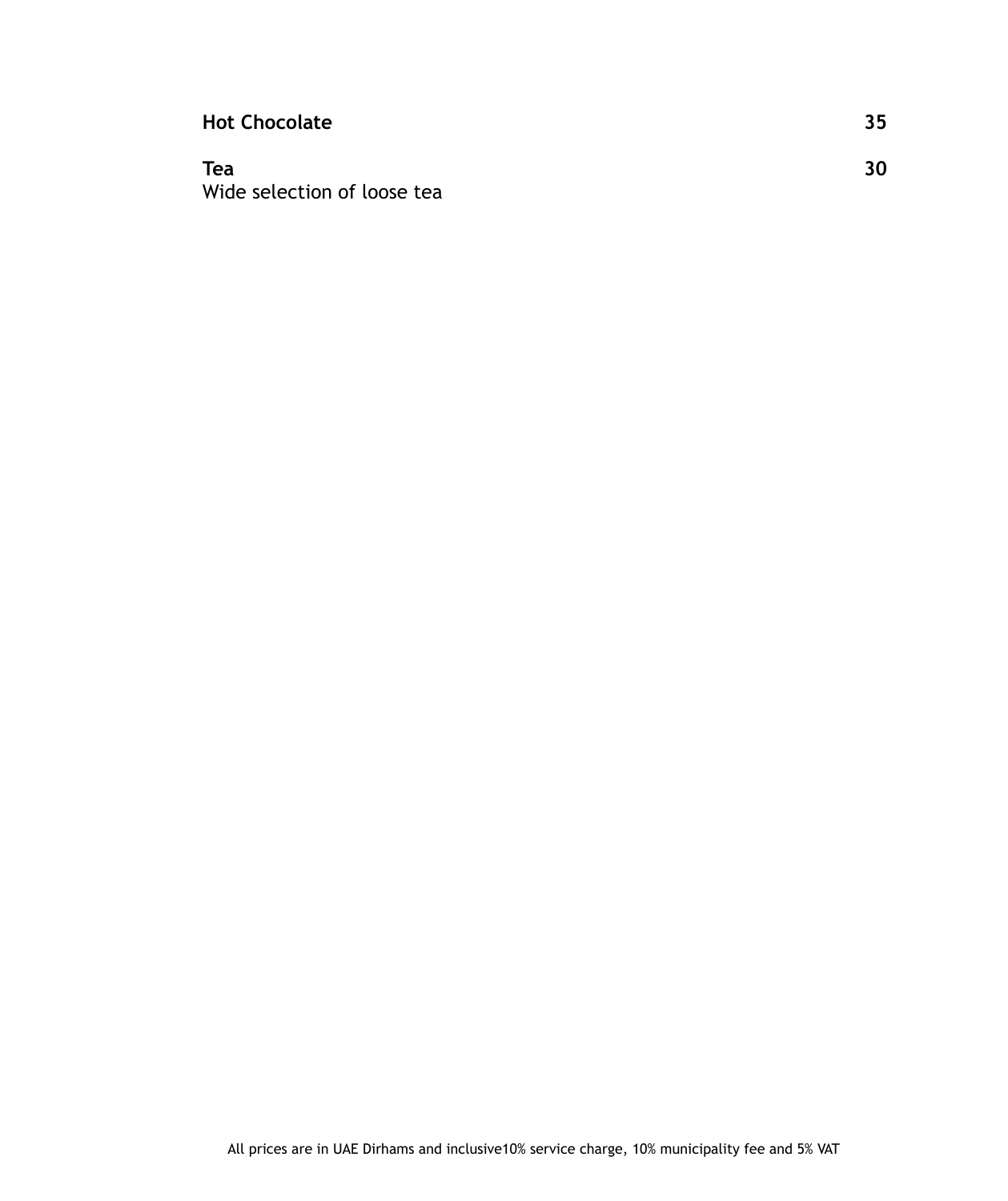**Hot Chocolate** **35**

**Tea** **30**
Wide selection of loose tea

All prices are in UAE Dirhams and inclusive10% service charge, 10% municipality fee and 5% VAT